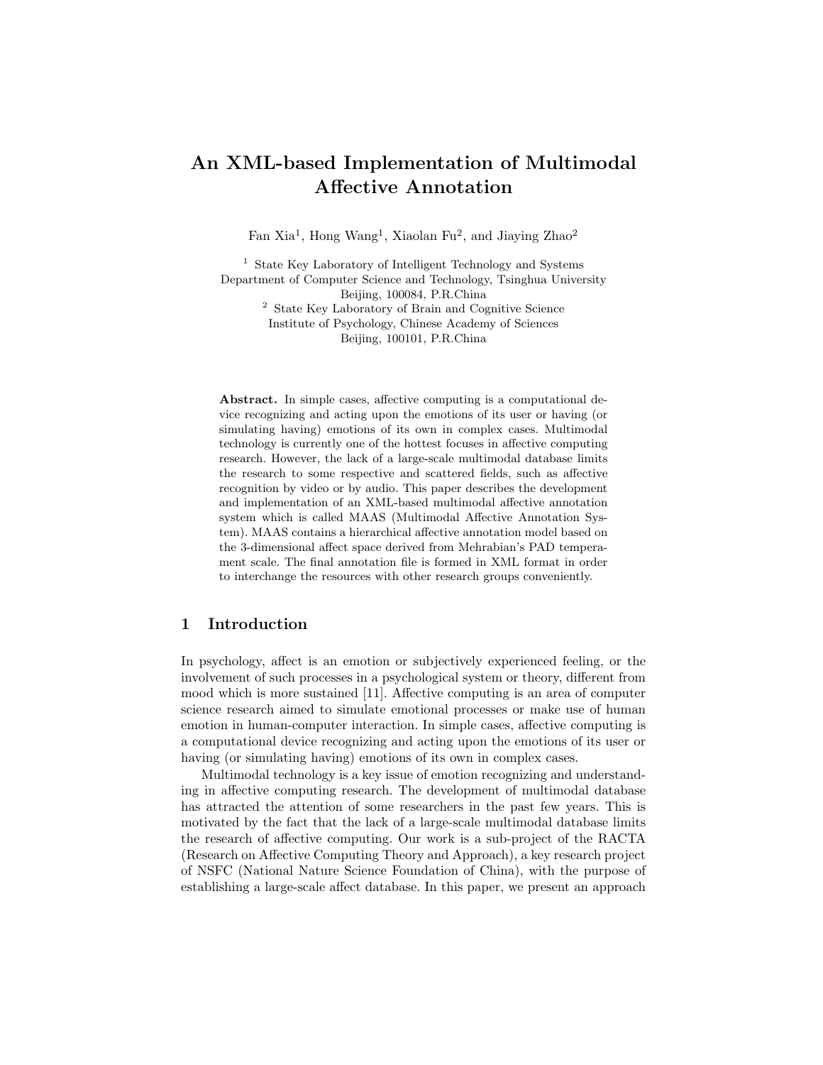# An XML-based Implementation of Multimodal Affective Annotation

Fan Xia[1], Hong Wang[1], Xiaolan Fu[2], and Jiaying Zhao[2]

[1] State Key Laboratory of Intelligent Technology and Systems
Department of Computer Science and Technology, Tsinghua University
Beijing, 100084, P.R.China

[2] State Key Laboratory of Brain and Cognitive Science
Institute of Psychology, Chinese Academy of Sciences
Beijing, 100101, P.R.China

**Abstract.** In simple cases, affective computing is a computational device recognizing and acting upon the emotions of its user or having (or simulating having) emotions of its own in complex cases. Multimodal technology is currently one of the hottest focuses in affective computing research. However, the lack of a large-scale multimodal database limits the research to some respective and scattered fields, such as affective recognition by video or by audio. This paper describes the development and implementation of an XML-based multimodal affective annotation system which is called MAAS (Multimodal Affective Annotation System). MAAS contains a hierarchical affective annotation model based on the 3-dimensional affect space derived from Mehrabian's PAD temperament scale. The final annotation file is formed in XML format in order to interchange the resources with other research groups conveniently.

## 1 Introduction

In psychology, affect is an emotion or subjectively experienced feeling, or the involvement of such processes in a psychological system or theory, different from mood which is more sustained [11]. Affective computing is an area of computer science research aimed to simulate emotional processes or make use of human emotion in human-computer interaction. In simple cases, affective computing is a computational device recognizing and acting upon the emotions of its user or having (or simulating having) emotions of its own in complex cases.

Multimodal technology is a key issue of emotion recognizing and understanding in affective computing research. The development of multimodal database has attracted the attention of some researchers in the past few years. This is motivated by the fact that the lack of a large-scale multimodal database limits the research of affective computing. Our work is a sub-project of the RACTA (Research on Affective Computing Theory and Approach), a key research project of NSFC (National Nature Science Foundation of China), with the purpose of establishing a large-scale affect database. In this paper, we present an approach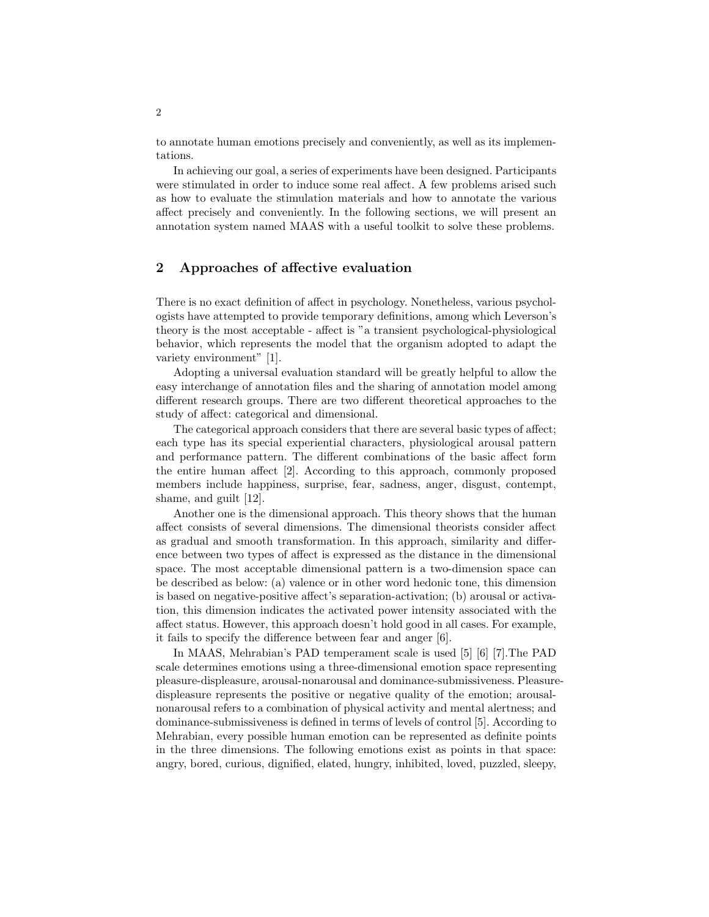to annotate human emotions precisely and conveniently, as well as its implementations.

In achieving our goal, a series of experiments have been designed. Participants were stimulated in order to induce some real affect. A few problems arised such as how to evaluate the stimulation materials and how to annotate the various affect precisely and conveniently. In the following sections, we will present an annotation system named MAAS with a useful toolkit to solve these problems.

## 2 Approaches of affective evaluation

There is no exact definition of affect in psychology. Nonetheless, various psychologists have attempted to provide temporary definitions, among which Leverson's theory is the most acceptable - affect is "a transient psychological-physiological behavior, which represents the model that the organism adopted to adapt the variety environment" [1].

Adopting a universal evaluation standard will be greatly helpful to allow the easy interchange of annotation files and the sharing of annotation model among different research groups. There are two different theoretical approaches to the study of affect: categorical and dimensional.

The categorical approach considers that there are several basic types of affect; each type has its special experiential characters, physiological arousal pattern and performance pattern. The different combinations of the basic affect form the entire human affect [2]. According to this approach, commonly proposed members include happiness, surprise, fear, sadness, anger, disgust, contempt, shame, and guilt [12].

Another one is the dimensional approach. This theory shows that the human affect consists of several dimensions. The dimensional theorists consider affect as gradual and smooth transformation. In this approach, similarity and difference between two types of affect is expressed as the distance in the dimensional space. The most acceptable dimensional pattern is a two-dimension space can be described as below: (a) valence or in other word hedonic tone, this dimension is based on negative-positive affect's separation-activation; (b) arousal or activation, this dimension indicates the activated power intensity associated with the affect status. However, this approach doesn't hold good in all cases. For example, it fails to specify the difference between fear and anger [6].

In MAAS, Mehrabian's PAD temperament scale is used [5] [6] [7].The PAD scale determines emotions using a three-dimensional emotion space representing pleasure-displeasure, arousal-nonarousal and dominance-submissiveness. Pleasure-displeasure represents the positive or negative quality of the emotion; arousal-nonarousal refers to a combination of physical activity and mental alertness; and dominance-submissiveness is defined in terms of levels of control [5]. According to Mehrabian, every possible human emotion can be represented as definite points in the three dimensions. The following emotions exist as points in that space: angry, bored, curious, dignified, elated, hungry, inhibited, loved, puzzled, sleepy,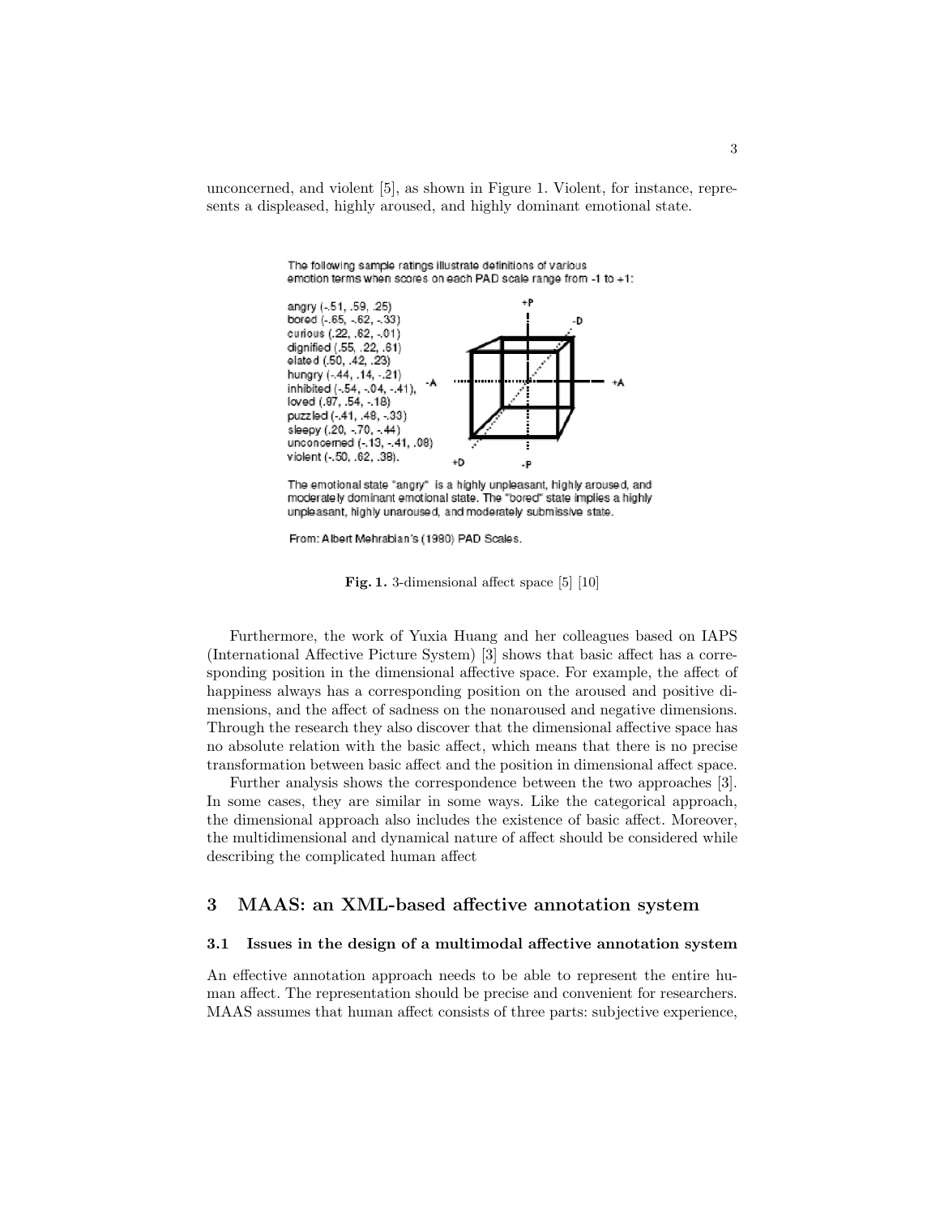unconcerned, and violent [5], as shown in Figure 1. Violent, for instance, represents a displeased, highly aroused, and highly dominant emotional state.

The following sample ratings illustrate definitions of various emotion terms when scores on each PAD scale range from -1 to +1:

angry (-.51, .59, .25)
bored (-.65, -.62, -.33)
curious (.22, .62, -.01)
dignified (.55, .22, .61)
elated (.50, .42, .23)
hungry (-.44, .14, -.21)
inhibited (-.54, -.04, -.41),
loved (.87, .54, -.18)
puzzled (-.41, .48, -.33)
sleepy (.20, -.70, -.44)
unconcerned (-.13, -.41, .08)
violent (-.50, .62, .38).

+P, -P, +A, -A, +D, -D

The emotional state "angry" is a highly unpleasant, highly aroused, and moderately dominant emotional state. The "bored" state implies a highly unpleasant, highly unaroused, and moderately submissive state.

From: Albert Mehrabian's (1980) PAD Scales.

**Fig. 1.** 3-dimensional affect space [5] [10]

Furthermore, the work of Yuxia Huang and her colleagues based on IAPS (International Affective Picture System) [3] shows that basic affect has a corresponding position in the dimensional affective space. For example, the affect of happiness always has a corresponding position on the aroused and positive dimensions, and the affect of sadness on the nonaroused and negative dimensions. Through the research they also discover that the dimensional affective space has no absolute relation with the basic affect, which means that there is no precise transformation between basic affect and the position in dimensional affect space.

Further analysis shows the correspondence between the two approaches [3]. In some cases, they are similar in some ways. Like the categorical approach, the dimensional approach also includes the existence of basic affect. Moreover, the multidimensional and dynamical nature of affect should be considered while describing the complicated human affect

## 3 MAAS: an XML-based affective annotation system

### 3.1 Issues in the design of a multimodal affective annotation system

An effective annotation approach needs to be able to represent the entire human affect. The representation should be precise and convenient for researchers. MAAS assumes that human affect consists of three parts: subjective experience,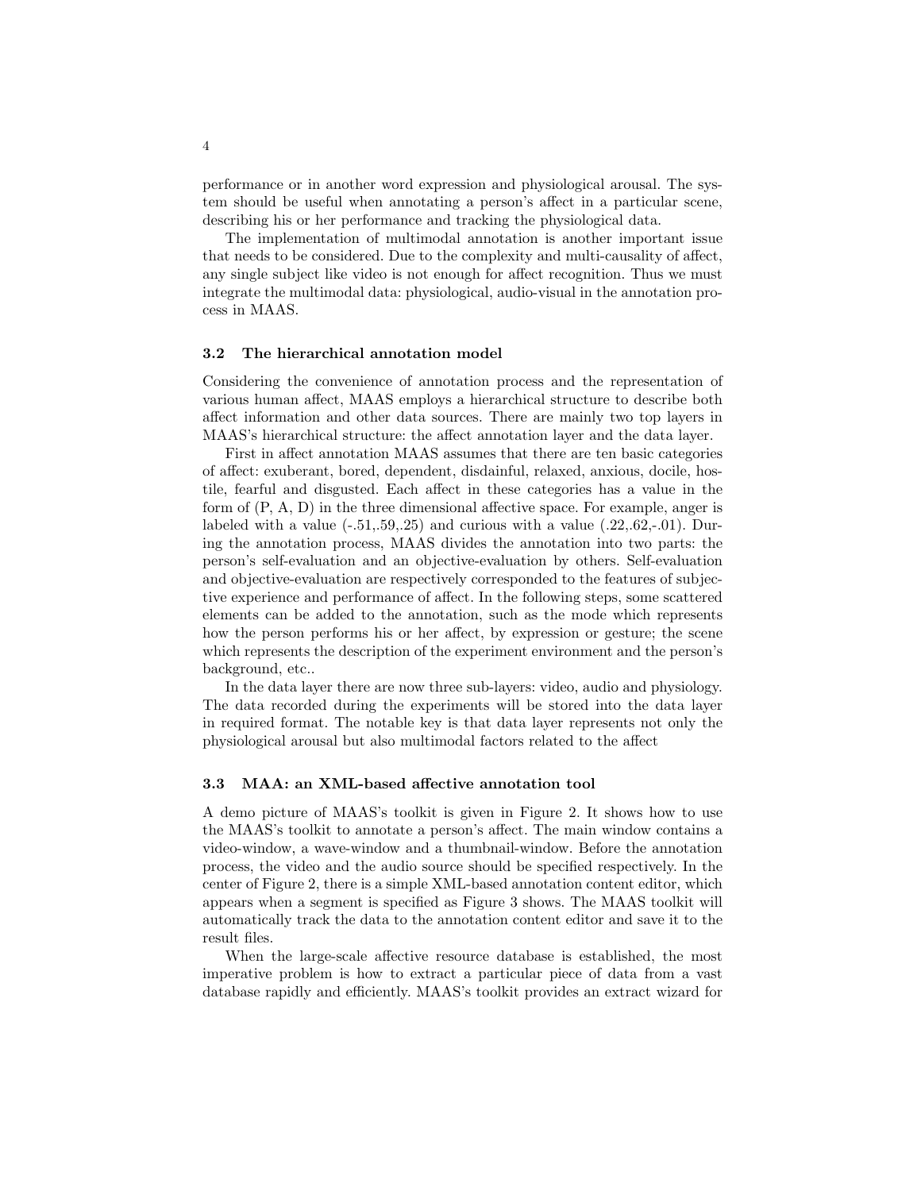performance or in another word expression and physiological arousal. The system should be useful when annotating a person's affect in a particular scene, describing his or her performance and tracking the physiological data.

The implementation of multimodal annotation is another important issue that needs to be considered. Due to the complexity and multi-causality of affect, any single subject like video is not enough for affect recognition. Thus we must integrate the multimodal data: physiological, audio-visual in the annotation process in MAAS.

### 3.2 The hierarchical annotation model

Considering the convenience of annotation process and the representation of various human affect, MAAS employs a hierarchical structure to describe both affect information and other data sources. There are mainly two top layers in MAAS's hierarchical structure: the affect annotation layer and the data layer.

First in affect annotation MAAS assumes that there are ten basic categories of affect: exuberant, bored, dependent, disdainful, relaxed, anxious, docile, hostile, fearful and disgusted. Each affect in these categories has a value in the form of (P, A, D) in the three dimensional affective space. For example, anger is labeled with a value (-.51,.59,.25) and curious with a value (.22,.62,-.01). During the annotation process, MAAS divides the annotation into two parts: the person's self-evaluation and an objective-evaluation by others. Self-evaluation and objective-evaluation are respectively corresponded to the features of subjective experience and performance of affect. In the following steps, some scattered elements can be added to the annotation, such as the mode which represents how the person performs his or her affect, by expression or gesture; the scene which represents the description of the experiment environment and the person's background, etc..

In the data layer there are now three sub-layers: video, audio and physiology. The data recorded during the experiments will be stored into the data layer in required format. The notable key is that data layer represents not only the physiological arousal but also multimodal factors related to the affect

### 3.3 MAA: an XML-based affective annotation tool

A demo picture of MAAS's toolkit is given in Figure 2. It shows how to use the MAAS's toolkit to annotate a person's affect. The main window contains a video-window, a wave-window and a thumbnail-window. Before the annotation process, the video and the audio source should be specified respectively. In the center of Figure 2, there is a simple XML-based annotation content editor, which appears when a segment is specified as Figure 3 shows. The MAAS toolkit will automatically track the data to the annotation content editor and save it to the result files.

When the large-scale affective resource database is established, the most imperative problem is how to extract a particular piece of data from a vast database rapidly and efficiently. MAAS's toolkit provides an extract wizard for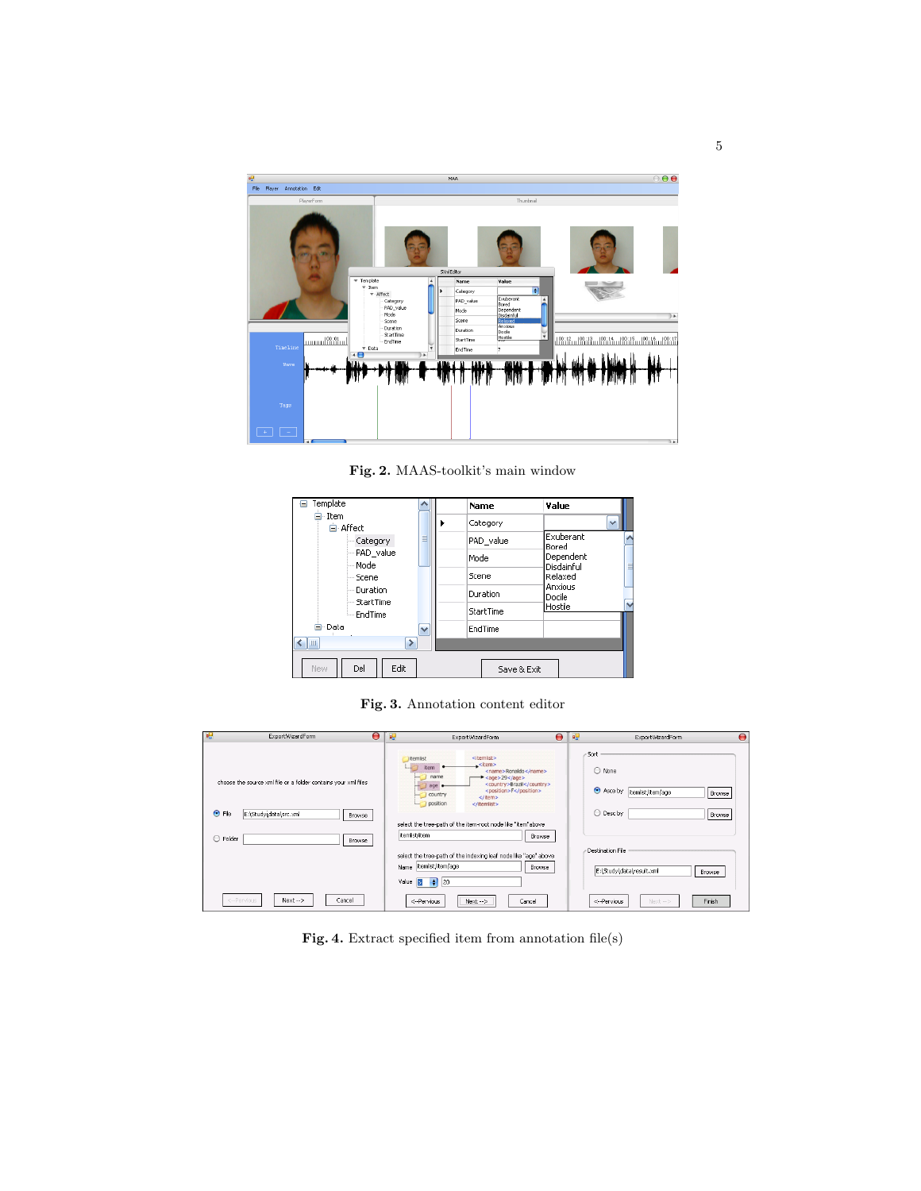**Fig. 2.** MAAS-toolkit's main window

**Fig. 3.** Annotation content editor

**Fig. 4.** Extract specified item from annotation file(s)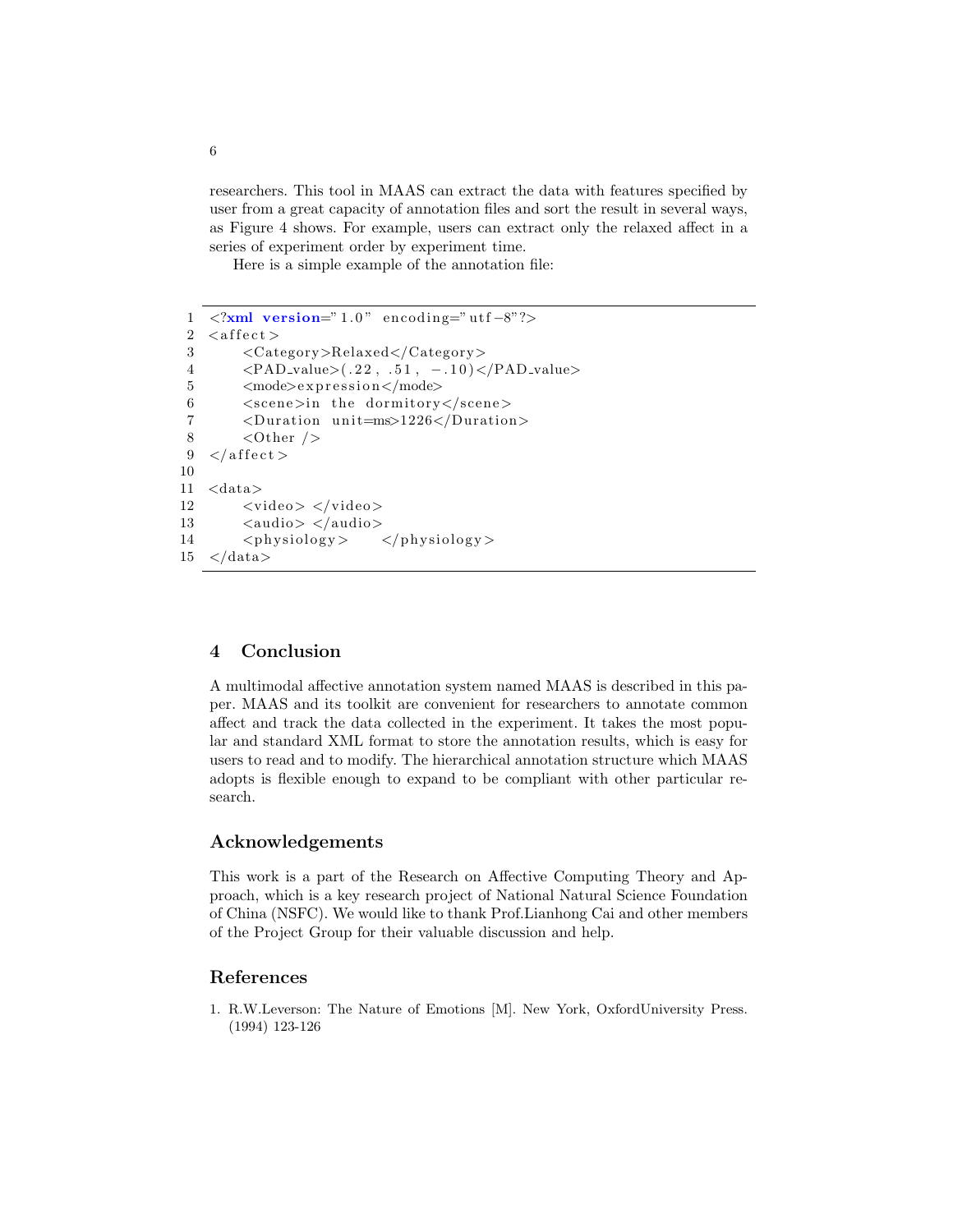researchers. This tool in MAAS can extract the data with features specified by user from a great capacity of annotation files and sort the result in several ways, as Figure 4 shows. For example, users can extract only the relaxed affect in a series of experiment order by experiment time.

Here is a simple example of the annotation file:

```
<?xml version="1.0" encoding="utf-8"?>
<affect>
    <Category>Relaxed</Category>
    <PAD_value>(.22, .51, -.10)</PAD_value>
    <mode>expression</mode>
    <scene>in the dormitory</scene>
    <Duration unit=ms>1226</Duration>
    <Other />
</affect>

<data>
    <video> </video>
    <audio> </audio>
    <physiology>     </physiology>
</data>
```

## 4 Conclusion

A multimodal affective annotation system named MAAS is described in this paper. MAAS and its toolkit are convenient for researchers to annotate common affect and track the data collected in the experiment. It takes the most popular and standard XML format to store the annotation results, which is easy for users to read and to modify. The hierarchical annotation structure which MAAS adopts is flexible enough to expand to be compliant with other particular research.

## Acknowledgements

This work is a part of the Research on Affective Computing Theory and Approach, which is a key research project of National Natural Science Foundation of China (NSFC). We would like to thank Prof.Lianhong Cai and other members of the Project Group for their valuable discussion and help.

## References

1. R.W.Leverson: The Nature of Emotions [M]. New York, OxfordUniversity Press. (1994) 123-126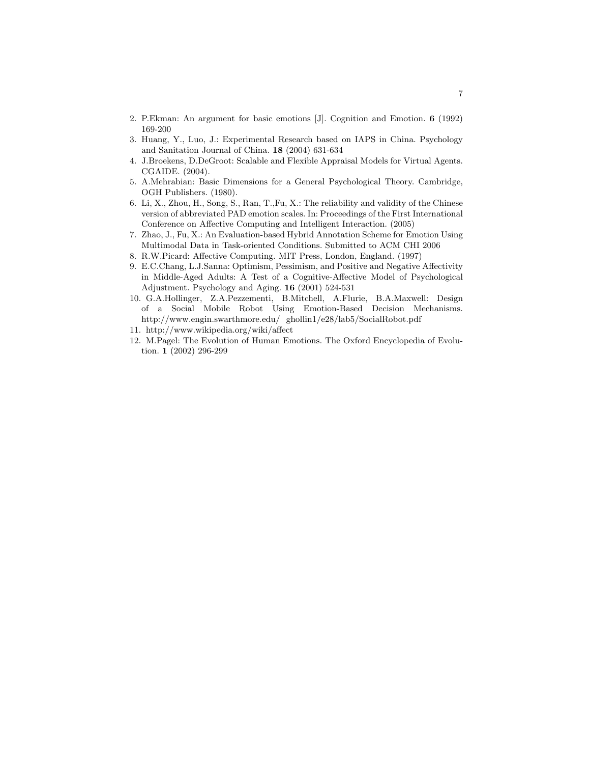2. P.Ekman: An argument for basic emotions [J]. Cognition and Emotion. **6** (1992) 169-200
3. Huang, Y., Luo, J.: Experimental Research based on IAPS in China. Psychology and Sanitation Journal of China. **18** (2004) 631-634
4. J.Broekens, D.DeGroot: Scalable and Flexible Appraisal Models for Virtual Agents. CGAIDE. (2004).
5. A.Mehrabian: Basic Dimensions for a General Psychological Theory. Cambridge, OGH Publishers. (1980).
6. Li, X., Zhou, H., Song, S., Ran, T.,Fu, X.: The reliability and validity of the Chinese version of abbreviated PAD emotion scales. In: Proceedings of the First International Conference on Affective Computing and Intelligent Interaction. (2005)
7. Zhao, J., Fu, X.: An Evaluation-based Hybrid Annotation Scheme for Emotion Using Multimodal Data in Task-oriented Conditions. Submitted to ACM CHI 2006
8. R.W.Picard: Affective Computing. MIT Press, London, England. (1997)
9. E.C.Chang, L.J.Sanna: Optimism, Pessimism, and Positive and Negative Affectivity in Middle-Aged Adults: A Test of a Cognitive-Affective Model of Psychological Adjustment. Psychology and Aging. **16** (2001) 524-531
10. G.A.Hollinger, Z.A.Pezzementi, B.Mitchell, A.Flurie, B.A.Maxwell: Design of a Social Mobile Robot Using Emotion-Based Decision Mechanisms. http://www.engin.swarthmore.edu/ ghollin1/e28/lab5/SocialRobot.pdf
11. http://www.wikipedia.org/wiki/affect
12. M.Pagel: The Evolution of Human Emotions. The Oxford Encyclopedia of Evolution. **1** (2002) 296-299